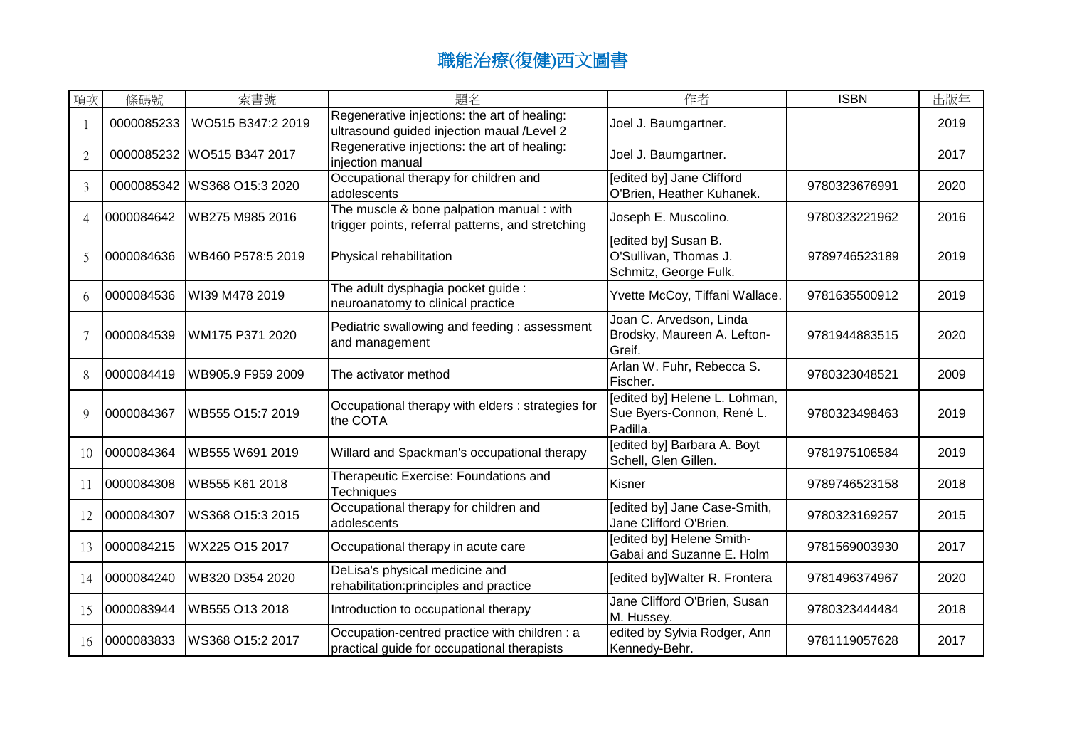# 職能治療(復健)西文圖書

| 項次 | 條碼號 | 索書號 | 題名 | 作者 | ISBN | 出版年 |
| --- | --- | --- | --- | --- | --- | --- |
| 1 | 0000085233 | WO515 B347:2 2019 | Regenerative injections: the art of healing: ultrasound guided injection maual /Level 2 | Joel J. Baumgartner. | | 2019 |
| 2 | 0000085232 | WO515 B347 2017 | Regenerative injections: the art of healing: injection manual | Joel J. Baumgartner. | | 2017 |
| 3 | 0000085342 | WS368 O15:3 2020 | Occupational therapy for children and adolescents | [edited by] Jane Clifford O'Brien, Heather Kuhanek. | 9780323676991 | 2020 |
| 4 | 0000084642 | WB275 M985 2016 | The muscle & bone palpation manual : with trigger points, referral patterns, and stretching | Joseph E. Muscolino. | 9780323221962 | 2016 |
| 5 | 0000084636 | WB460 P578:5 2019 | Physical rehabilitation | [edited by] Susan B. O'Sullivan, Thomas J. Schmitz, George Fulk. | 9789746523189 | 2019 |
| 6 | 0000084536 | WI39 M478 2019 | The adult dysphagia pocket guide : neuroanatomy to clinical practice | Yvette McCoy, Tiffani Wallace. | 9781635500912 | 2019 |
| 7 | 0000084539 | WM175 P371 2020 | Pediatric swallowing and feeding : assessment and management | Joan C. Arvedson, Linda Brodsky, Maureen A. Lefton-Greif. | 9781944883515 | 2020 |
| 8 | 0000084419 | WB905.9 F959 2009 | The activator method | Arlan W. Fuhr, Rebecca S. Fischer. | 9780323048521 | 2009 |
| 9 | 0000084367 | WB555 O15:7 2019 | Occupational therapy with elders : strategies for the COTA | [edited by] Helene L. Lohman, Sue Byers-Connon, René L. Padilla. | 9780323498463 | 2019 |
| 10 | 0000084364 | WB555 W691 2019 | Willard and Spackman's occupational therapy | [edited by] Barbara A. Boyt Schell, Glen Gillen. | 9781975106584 | 2019 |
| 11 | 0000084308 | WB555 K61 2018 | Therapeutic Exercise: Foundations and Techniques | Kisner | 9789746523158 | 2018 |
| 12 | 0000084307 | WS368 O15:3 2015 | Occupational therapy for children and adolescents | [edited by] Jane Case-Smith, Jane Clifford O'Brien. | 9780323169257 | 2015 |
| 13 | 0000084215 | WX225 O15 2017 | Occupational therapy in acute care | [edited by] Helene Smith-Gabai and Suzanne E. Holm | 9781569003930 | 2017 |
| 14 | 0000084240 | WB320 D354 2020 | DeLisa's physical medicine and rehabilitation:principles and practice | [edited by]Walter R. Frontera | 9781496374967 | 2020 |
| 15 | 0000083944 | WB555 O13 2018 | Introduction to occupational therapy | Jane Clifford O'Brien, Susan M. Hussey. | 9780323444484 | 2018 |
| 16 | 0000083833 | WS368 O15:2 2017 | Occupation-centred practice with children : a practical guide for occupational therapists | edited by Sylvia Rodger, Ann Kennedy-Behr. | 9781119057628 | 2017 |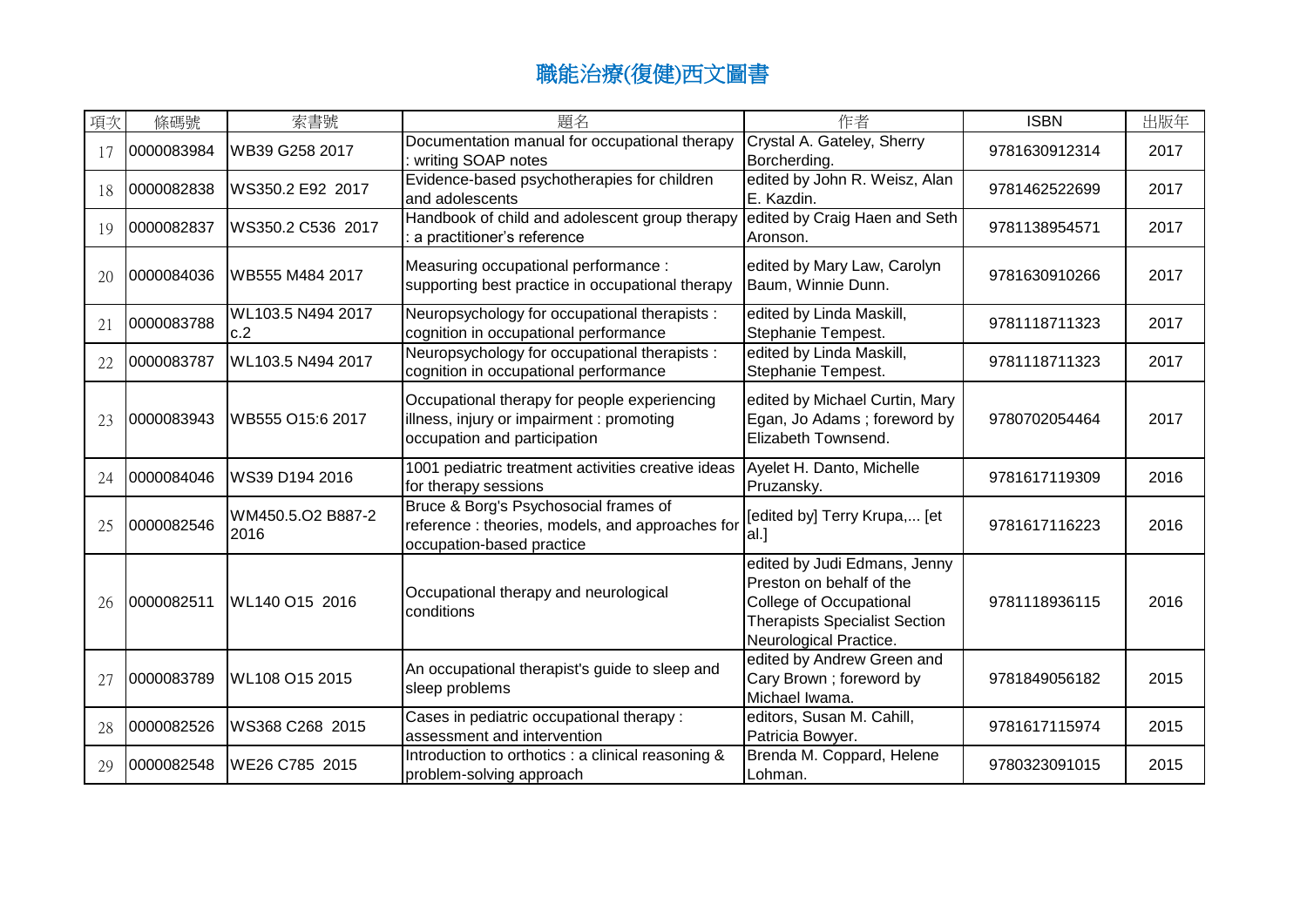# 職能治療(復健)西文圖書

| 項次 | 條碼號 | 索書號 | 題名 | 作者 | ISBN | 出版年 |
|---|---|---|---|---|---|---|
| 17 | 0000083984 | WB39 G258 2017 | Documentation manual for occupational therapy : writing SOAP notes | Crystal A. Gateley, Sherry Borcherding. | 9781630912314 | 2017 |
| 18 | 0000082838 | WS350.2 E92 2017 | Evidence-based psychotherapies for children and adolescents | edited by John R. Weisz, Alan E. Kazdin. | 9781462522699 | 2017 |
| 19 | 0000082837 | WS350.2 C536 2017 | Handbook of child and adolescent group therapy : a practitioner's reference | edited by Craig Haen and Seth Aronson. | 9781138954571 | 2017 |
| 20 | 0000084036 | WB555 M484 2017 | Measuring occupational performance : supporting best practice in occupational therapy | edited by Mary Law, Carolyn Baum, Winnie Dunn. | 9781630910266 | 2017 |
| 21 | 0000083788 | WL103.5 N494 2017 c.2 | Neuropsychology for occupational therapists : cognition in occupational performance | edited by Linda Maskill, Stephanie Tempest. | 9781118711323 | 2017 |
| 22 | 0000083787 | WL103.5 N494 2017 | Neuropsychology for occupational therapists : cognition in occupational performance | edited by Linda Maskill, Stephanie Tempest. | 9781118711323 | 2017 |
| 23 | 0000083943 | WB555 O15:6 2017 | Occupational therapy for people experiencing illness, injury or impairment : promoting occupation and participation | edited by Michael Curtin, Mary Egan, Jo Adams ; foreword by Elizabeth Townsend. | 9780702054464 | 2017 |
| 24 | 0000084046 | WS39 D194 2016 | 1001 pediatric treatment activities creative ideas for therapy sessions | Ayelet H. Danto, Michelle Pruzansky. | 9781617119309 | 2016 |
| 25 | 0000082546 | WM450.5.O2 B887-2 2016 | Bruce & Borg's Psychosocial frames of reference : theories, models, and approaches for occupation-based practice | [edited by] Terry Krupa,... [et al.] | 9781617116223 | 2016 |
| 26 | 0000082511 | WL140 O15 2016 | Occupational therapy and neurological conditions | edited by Judi Edmans, Jenny Preston on behalf of the College of Occupational Therapists Specialist Section Neurological Practice. | 9781118936115 | 2016 |
| 27 | 0000083789 | WL108 O15 2015 | An occupational therapist's guide to sleep and sleep problems | edited by Andrew Green and Cary Brown ; foreword by Michael Iwama. | 9781849056182 | 2015 |
| 28 | 0000082526 | WS368 C268 2015 | Cases in pediatric occupational therapy : assessment and intervention | editors, Susan M. Cahill, Patricia Bowyer. | 9781617115974 | 2015 |
| 29 | 0000082548 | WE26 C785 2015 | Introduction to orthotics : a clinical reasoning & problem-solving approach | Brenda M. Coppard, Helene Lohman. | 9780323091015 | 2015 |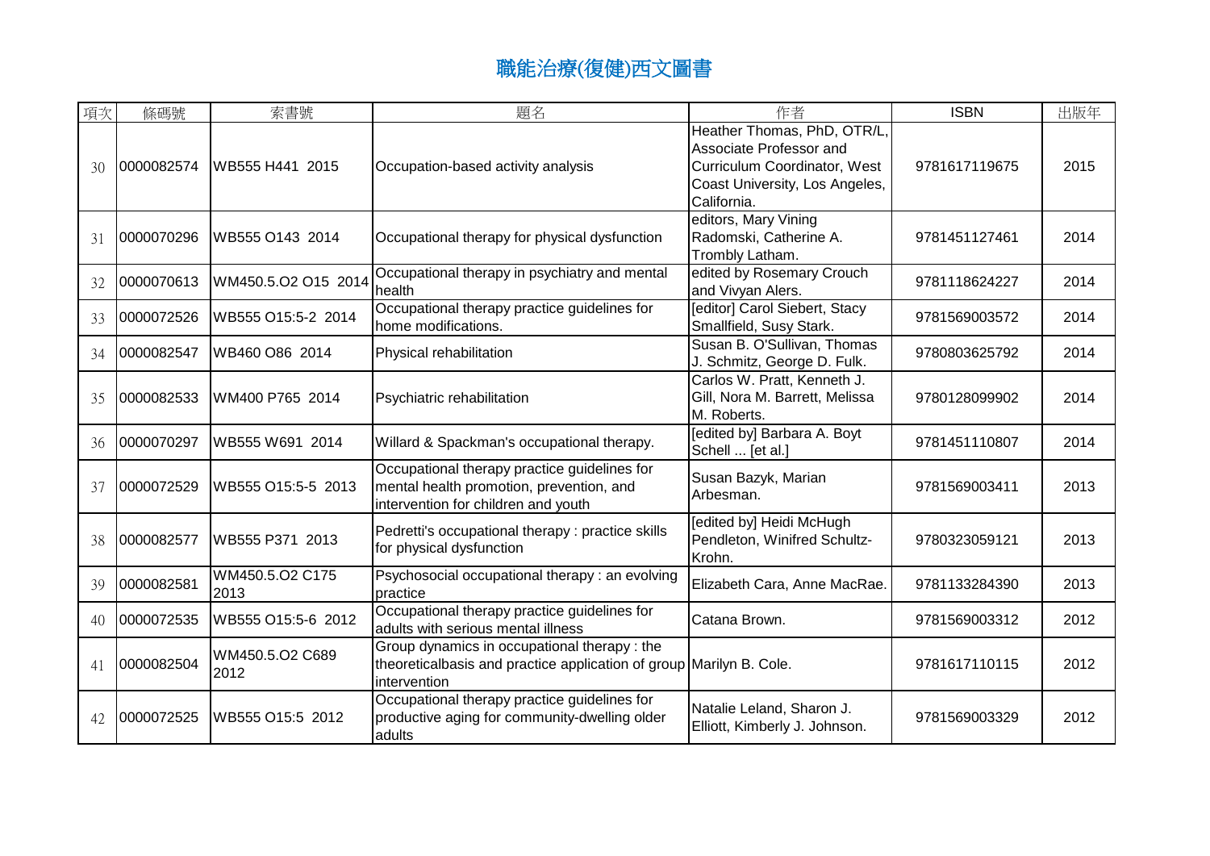# 職能治療(復健)西文圖書

| 項次 | 條碼號 | 索書號 | 題名 | 作者 | ISBN | 出版年 |
|---|---|---|---|---|---|---|
| 30 | 0000082574 | WB555 H441 2015 | Occupation-based activity analysis | Heather Thomas, PhD, OTR/L, Associate Professor and Curriculum Coordinator, West Coast University, Los Angeles, California. | 9781617119675 | 2015 |
| 31 | 0000070296 | WB555 O143 2014 | Occupational therapy for physical dysfunction | editors, Mary Vining Radomski, Catherine A. Trombly Latham. | 9781451127461 | 2014 |
| 32 | 0000070613 | WM450.5.O2 O15 2014 | Occupational therapy in psychiatry and mental health | edited by Rosemary Crouch and Vivyan Alers. | 9781118624227 | 2014 |
| 33 | 0000072526 | WB555 O15:5-2 2014 | Occupational therapy practice guidelines for home modifications. | [editor] Carol Siebert, Stacy Smallfield, Susy Stark. | 9781569003572 | 2014 |
| 34 | 0000082547 | WB460 O86 2014 | Physical rehabilitation | Susan B. O'Sullivan, Thomas J. Schmitz, George D. Fulk. | 9780803625792 | 2014 |
| 35 | 0000082533 | WM400 P765 2014 | Psychiatric rehabilitation | Carlos W. Pratt, Kenneth J. Gill, Nora M. Barrett, Melissa M. Roberts. | 9780128099902 | 2014 |
| 36 | 0000070297 | WB555 W691 2014 | Willard & Spackman's occupational therapy. | [edited by] Barbara A. Boyt Schell ... [et al.] | 9781451110807 | 2014 |
| 37 | 0000072529 | WB555 O15:5-5 2013 | Occupational therapy practice guidelines for mental health promotion, prevention, and intervention for children and youth | Susan Bazyk, Marian Arbesman. | 9781569003411 | 2013 |
| 38 | 0000082577 | WB555 P371 2013 | Pedretti's occupational therapy : practice skills for physical dysfunction | [edited by] Heidi McHugh Pendleton, Winifred Schultz-Krohn. | 9780323059121 | 2013 |
| 39 | 0000082581 | WM450.5.O2 C175 2013 | Psychosocial occupational therapy : an evolving practice | Elizabeth Cara, Anne MacRae. | 9781133284390 | 2013 |
| 40 | 0000072535 | WB555 O15:5-6 2012 | Occupational therapy practice guidelines for adults with serious mental illness | Catana Brown. | 9781569003312 | 2012 |
| 41 | 0000082504 | WM450.5.O2 C689 2012 | Group dynamics in occupational therapy : the theoreticalbasis and practice application of group intervention | Marilyn B. Cole. | 9781617110115 | 2012 |
| 42 | 0000072525 | WB555 O15:5 2012 | Occupational therapy practice guidelines for productive aging for community-dwelling older adults | Natalie Leland, Sharon J. Elliott, Kimberly J. Johnson. | 9781569003329 | 2012 |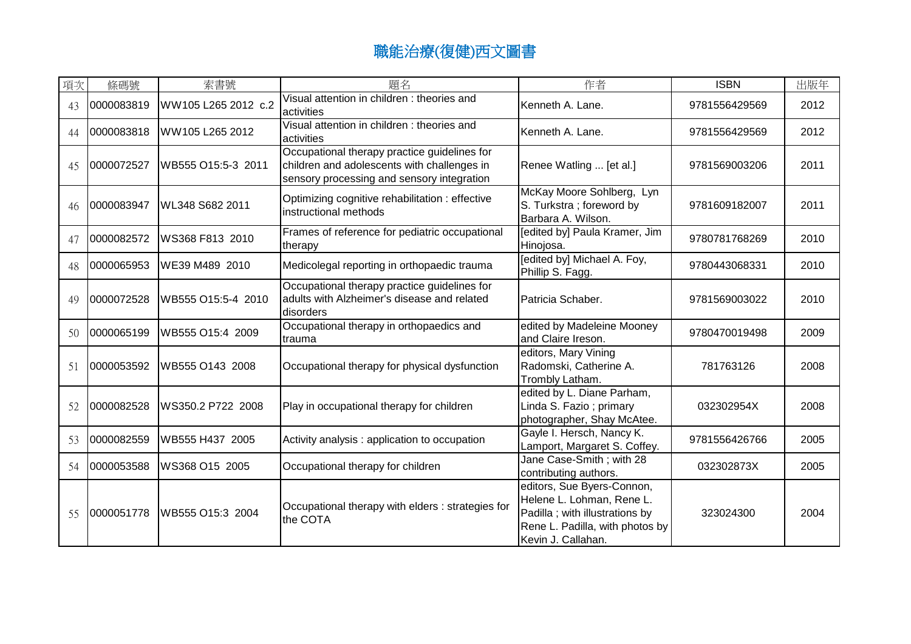# 職能治療(復健)西文圖書

| 項次 | 條碼號 | 索書號 | 題名 | 作者 | ISBN | 出版年 |
|---|---|---|---|---|---|---|
| 43 | 0000083819 | WW105 L265 2012 c.2 | Visual attention in children : theories and activities | Kenneth A. Lane. | 9781556429569 | 2012 |
| 44 | 0000083818 | WW105 L265 2012 | Visual attention in children : theories and activities | Kenneth A. Lane. | 9781556429569 | 2012 |
| 45 | 0000072527 | WB555 O15:5-3 2011 | Occupational therapy practice guidelines for children and adolescents with challenges in sensory processing and sensory integration | Renee Watling ... [et al.] | 9781569003206 | 2011 |
| 46 | 0000083947 | WL348 S682 2011 | Optimizing cognitive rehabilitation : effective instructional methods | McKay Moore Sohlberg, Lyn S. Turkstra ; foreword by Barbara A. Wilson. | 9781609182007 | 2011 |
| 47 | 0000082572 | WS368 F813 2010 | Frames of reference for pediatric occupational therapy | [edited by] Paula Kramer, Jim Hinojosa. | 9780781768269 | 2010 |
| 48 | 0000065953 | WE39 M489 2010 | Medicolegal reporting in orthopaedic trauma | [edited by] Michael A. Foy, Phillip S. Fagg. | 9780443068331 | 2010 |
| 49 | 0000072528 | WB555 O15:5-4 2010 | Occupational therapy practice guidelines for adults with Alzheimer's disease and related disorders | Patricia Schaber. | 9781569003022 | 2010 |
| 50 | 0000065199 | WB555 O15:4 2009 | Occupational therapy in orthopaedics and trauma | edited by Madeleine Mooney and Claire Ireson. | 9780470019498 | 2009 |
| 51 | 0000053592 | WB555 O143 2008 | Occupational therapy for physical dysfunction | editors, Mary Vining Radomski, Catherine A. Trombly Latham. | 781763126 | 2008 |
| 52 | 0000082528 | WS350.2 P722 2008 | Play in occupational therapy for children | edited by L. Diane Parham, Linda S. Fazio ; primary photographer, Shay McAtee. | 032302954X | 2008 |
| 53 | 0000082559 | WB555 H437 2005 | Activity analysis : application to occupation | Gayle I. Hersch, Nancy K. Lamport, Margaret S. Coffey. | 9781556426766 | 2005 |
| 54 | 0000053588 | WS368 O15 2005 | Occupational therapy for children | Jane Case-Smith ; with 28 contributing authors. | 032302873X | 2005 |
| 55 | 0000051778 | WB555 O15:3 2004 | Occupational therapy with elders : strategies for the COTA | editors, Sue Byers-Connon, Helene L. Lohman, Rene L. Padilla ; with illustrations by Rene L. Padilla, with photos by Kevin J. Callahan. | 323024300 | 2004 |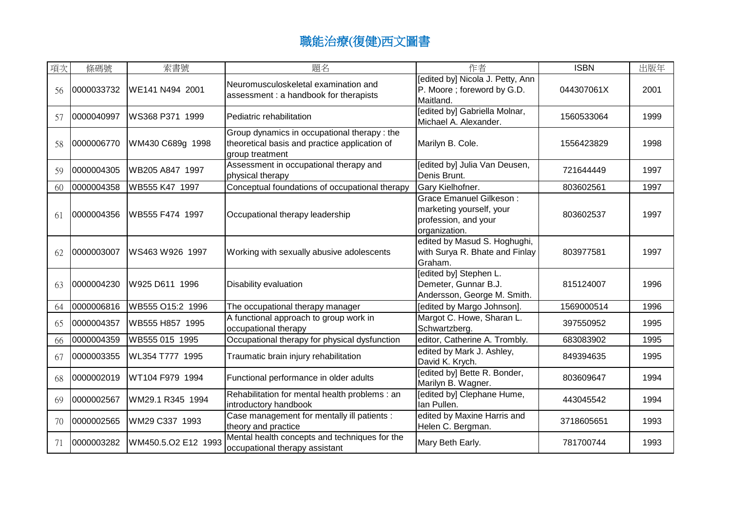# 職能治療(復健)西文圖書

| 項次 | 條碼號 | 索書號 | 題名 | 作者 | ISBN | 出版年 |
|---|---|---|---|---|---|---|
| 56 | 0000033732 | WE141 N494 2001 | Neuromusculoskeletal examination and assessment : a handbook for therapists | [edited by] Nicola J. Petty, Ann P. Moore ; foreword by G.D. Maitland. | 044307061X | 2001 |
| 57 | 0000040997 | WS368 P371 1999 | Pediatric rehabilitation | [edited by] Gabriella Molnar, Michael A. Alexander. | 1560533064 | 1999 |
| 58 | 0000006770 | WM430 C689g 1998 | Group dynamics in occupational therapy : the theoretical basis and practice application of group treatment | Marilyn B. Cole. | 1556423829 | 1998 |
| 59 | 0000004305 | WB205 A847 1997 | Assessment in occupational therapy and physical therapy | [edited by] Julia Van Deusen, Denis Brunt. | 721644449 | 1997 |
| 60 | 0000004358 | WB555 K47 1997 | Conceptual foundations of occupational therapy | Gary Kielhofner. | 803602561 | 1997 |
| 61 | 0000004356 | WB555 F474 1997 | Occupational therapy leadership | Grace Emanuel Gilkeson : marketing yourself, your profession, and your organization. | 803602537 | 1997 |
| 62 | 0000003007 | WS463 W926 1997 | Working with sexually abusive adolescents | edited by Masud S. Hoghughi, with Surya R. Bhate and Finlay Graham. | 803977581 | 1997 |
| 63 | 0000004230 | W925 D611 1996 | Disability evaluation | [edited by] Stephen L. Demeter, Gunnar B.J. Andersson, George M. Smith. | 815124007 | 1996 |
| 64 | 0000006816 | WB555 O15:2 1996 | The occupational therapy manager | [edited by Margo Johnson]. | 1569000514 | 1996 |
| 65 | 0000004357 | WB555 H857 1995 | A functional approach to group work in occupational therapy | Margot C. Howe, Sharan L. Schwartzberg. | 397550952 | 1995 |
| 66 | 0000004359 | WB555 015 1995 | Occupational therapy for physical dysfunction | editor, Catherine A. Trombly. | 683083902 | 1995 |
| 67 | 0000003355 | WL354 T777 1995 | Traumatic brain injury rehabilitation | edited by Mark J. Ashley, David K. Krych. | 849394635 | 1995 |
| 68 | 0000002019 | WT104 F979 1994 | Functional performance in older adults | [edited by] Bette R. Bonder, Marilyn B. Wagner. | 803609647 | 1994 |
| 69 | 0000002567 | WM29.1 R345 1994 | Rehabilitation for mental health problems : an introductory handbook | [edited by] Clephane Hume, Ian Pullen. | 443045542 | 1994 |
| 70 | 0000002565 | WM29 C337 1993 | Case management for mentally ill patients : theory and practice | edited by Maxine Harris and Helen C. Bergman. | 3718605651 | 1993 |
| 71 | 0000003282 | WM450.5.O2 E12 1993 | Mental health concepts and techniques for the occupational therapy assistant | Mary Beth Early. | 781700744 | 1993 |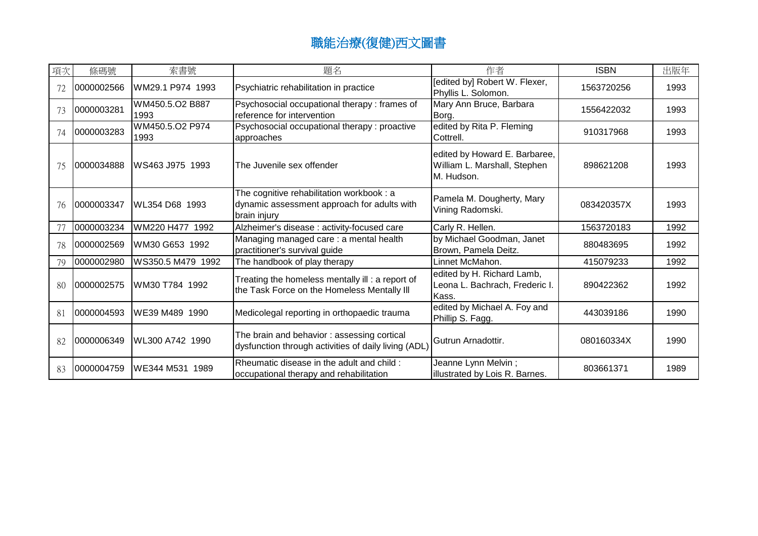# 職能治療(復健)西文圖書

| 項次 | 條碼號 | 索書號 | 題名 | 作者 | ISBN | 出版年 |
|---|---|---|---|---|---|---|
| 72 | 0000002566 | WM29.1 P974 1993 | Psychiatric rehabilitation in practice | [edited by] Robert W. Flexer, Phyllis L. Solomon. | 1563720256 | 1993 |
| 73 | 0000003281 | WM450.5.O2 B887 1993 | Psychosocial occupational therapy : frames of reference for intervention | Mary Ann Bruce, Barbara Borg. | 1556422032 | 1993 |
| 74 | 0000003283 | WM450.5.O2 P974 1993 | Psychosocial occupational therapy : proactive approaches | edited by Rita P. Fleming Cottrell. | 910317968 | 1993 |
| 75 | 0000034888 | WS463 J975 1993 | The Juvenile sex offender | edited by Howard E. Barbaree, William L. Marshall, Stephen M. Hudson. | 898621208 | 1993 |
| 76 | 0000003347 | WL354 D68 1993 | The cognitive rehabilitation workbook : a dynamic assessment approach for adults with brain injury | Pamela M. Dougherty, Mary Vining Radomski. | 083420357X | 1993 |
| 77 | 0000003234 | WM220 H477 1992 | Alzheimer's disease : activity-focused care | Carly R. Hellen. | 1563720183 | 1992 |
| 78 | 0000002569 | WM30 G653 1992 | Managing managed care : a mental health practitioner's survival guide | by Michael Goodman, Janet Brown, Pamela Deitz. | 880483695 | 1992 |
| 79 | 0000002980 | WS350.5 M479 1992 | The handbook of play therapy | Linnet McMahon. | 415079233 | 1992 |
| 80 | 0000002575 | WM30 T784 1992 | Treating the homeless mentally ill : a report of the Task Force on the Homeless Mentally Ill | edited by H. Richard Lamb, Leona L. Bachrach, Frederic I. Kass. | 890422362 | 1992 |
| 81 | 0000004593 | WE39 M489 1990 | Medicolegal reporting in orthopaedic trauma | edited by Michael A. Foy and Phillip S. Fagg. | 443039186 | 1990 |
| 82 | 0000006349 | WL300 A742 1990 | The brain and behavior : assessing cortical dysfunction through activities of daily living (ADL) | Gutrun Arnadottir. | 080160334X | 1990 |
| 83 | 0000004759 | WE344 M531 1989 | Rheumatic disease in the adult and child : occupational therapy and rehabilitation | Jeanne Lynn Melvin ; illustrated by Lois R. Barnes. | 803661371 | 1989 |